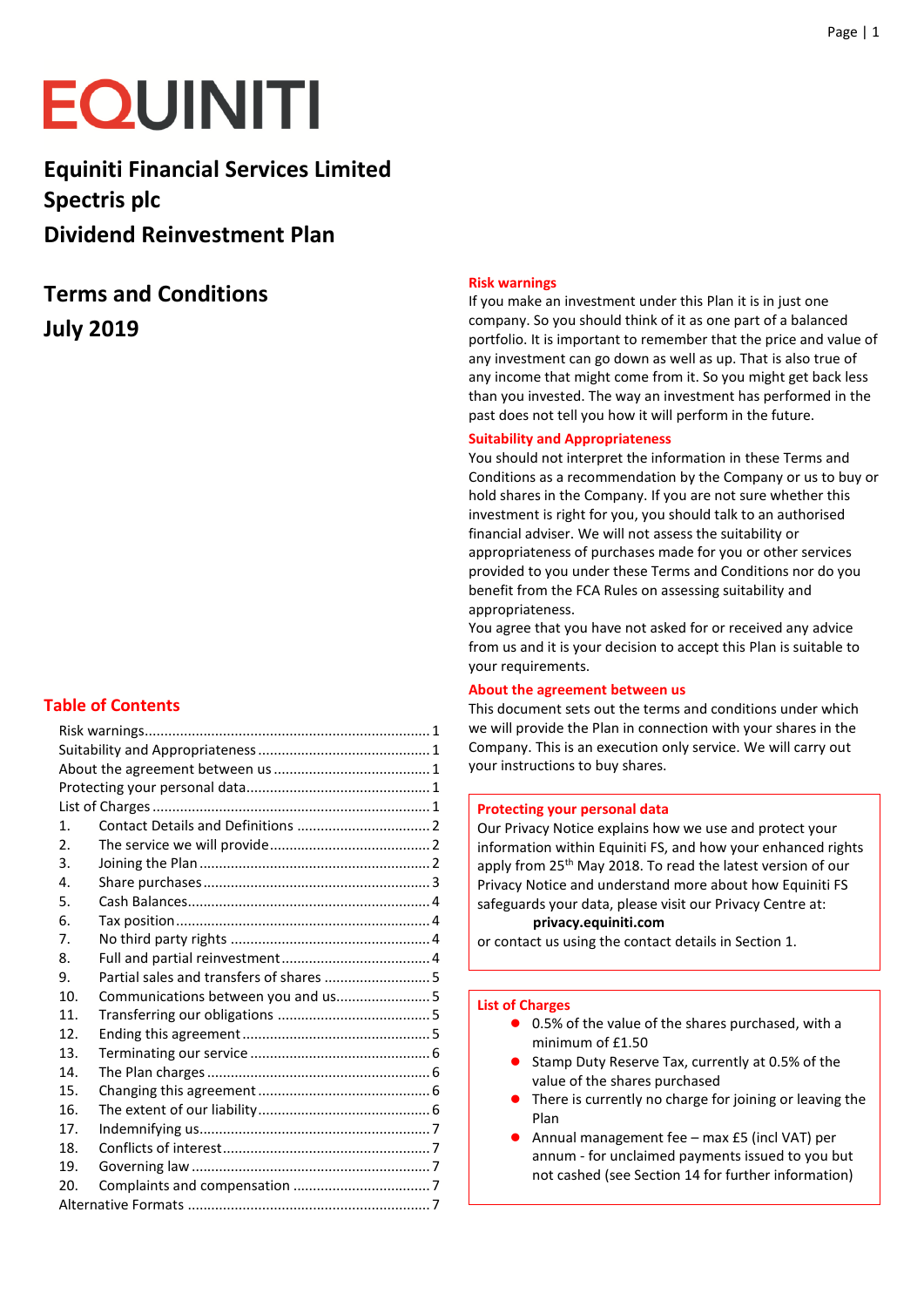# EQUINITI

## Equiniti Financial Services Limited
## Spectris plc
## Dividend Reinvestment Plan

## Terms and Conditions
## July 2019

## Table of Contents

| | | |
|---|---|---|
| Risk warnings | | 1 |
| Suitability and Appropriateness | | 1 |
| About the agreement between us | | 1 |
| Protecting your personal data | | 1 |
| List of Charges | | 1 |
| 1. | Contact Details and Definitions | 2 |
| 2. | The service we will provide | 2 |
| 3. | Joining the Plan | 2 |
| 4. | Share purchases | 3 |
| 5. | Cash Balances | 4 |
| 6. | Tax position | 4 |
| 7. | No third party rights | 4 |
| 8. | Full and partial reinvestment | 4 |
| 9. | Partial sales and transfers of shares | 5 |
| 10. | Communications between you and us | 5 |
| 11. | Transferring our obligations | 5 |
| 12. | Ending this agreement | 5 |
| 13. | Terminating our service | 6 |
| 14. | The Plan charges | 6 |
| 15. | Changing this agreement | 6 |
| 16. | The extent of our liability | 6 |
| 17. | Indemnifying us | 7 |
| 18. | Conflicts of interest | 7 |
| 19. | Governing law | 7 |
| 20. | Complaints and compensation | 7 |
| Alternative Formats | | 7 |

### Risk warnings

If you make an investment under this Plan it is in just one company. So you should think of it as one part of a balanced portfolio. It is important to remember that the price and value of any investment can go down as well as up. That is also true of any income that might come from it. So you might get back less than you invested. The way an investment has performed in the past does not tell you how it will perform in the future.

### Suitability and Appropriateness

You should not interpret the information in these Terms and Conditions as a recommendation by the Company or us to buy or hold shares in the Company. If you are not sure whether this investment is right for you, you should talk to an authorised financial adviser. We will not assess the suitability or appropriateness of purchases made for you or other services provided to you under these Terms and Conditions nor do you benefit from the FCA Rules on assessing suitability and appropriateness.

You agree that you have not asked for or received any advice from us and it is your decision to accept this Plan is suitable to your requirements.

### About the agreement between us

This document sets out the terms and conditions under which we will provide the Plan in connection with your shares in the Company. This is an execution only service. We will carry out your instructions to buy shares.

### Protecting your personal data

Our Privacy Notice explains how we use and protect your information within Equiniti FS, and how your enhanced rights apply from 25th May 2018. To read the latest version of our Privacy Notice and understand more about how Equiniti FS safeguards your data, please visit our Privacy Centre at:

**privacy.equiniti.com**

or contact us using the contact details in Section 1.

### List of Charges

- 0.5% of the value of the shares purchased, with a minimum of £1.50
- Stamp Duty Reserve Tax, currently at 0.5% of the value of the shares purchased
- There is currently no charge for joining or leaving the Plan
- Annual management fee – max £5 (incl VAT) per annum - for unclaimed payments issued to you but not cashed (see Section 14 for further information)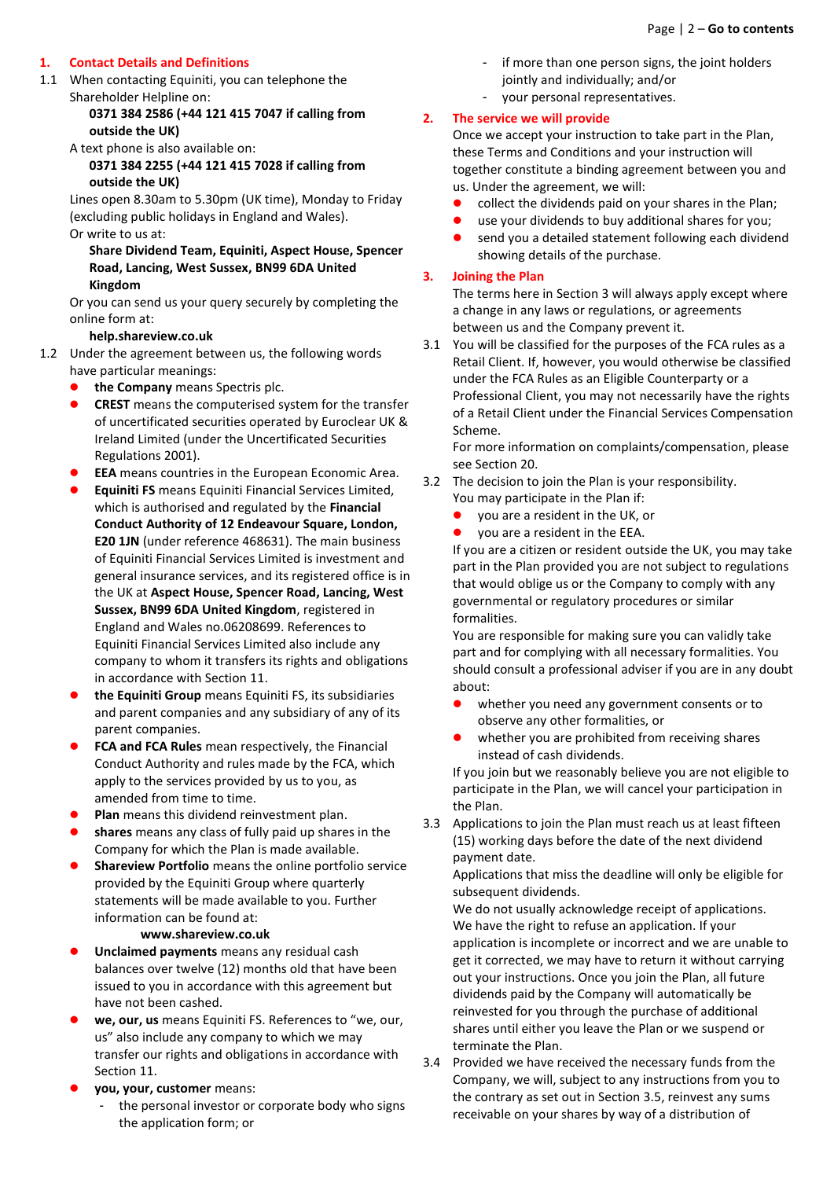## 1. Contact Details and Definitions

1.1 When contacting Equiniti, you can telephone the Shareholder Helpline on:

**0371 384 2586 (+44 121 415 7047 if calling from outside the UK)**

A text phone is also available on:

**0371 384 2255 (+44 121 415 7028 if calling from outside the UK)**

Lines open 8.30am to 5.30pm (UK time), Monday to Friday (excluding public holidays in England and Wales).

Or write to us at:

**Share Dividend Team, Equiniti, Aspect House, Spencer Road, Lancing, West Sussex, BN99 6DA United Kingdom**

Or you can send us your query securely by completing the online form at:

**help.shareview.co.uk**

1.2 Under the agreement between us, the following words have particular meanings:

- **the Company** means Spectris plc.
- **CREST** means the computerised system for the transfer of uncertificated securities operated by Euroclear UK & Ireland Limited (under the Uncertificated Securities Regulations 2001).
- **EEA** means countries in the European Economic Area.
- **Equiniti FS** means Equiniti Financial Services Limited, which is authorised and regulated by the **Financial Conduct Authority of 12 Endeavour Square, London, E20 1JN** (under reference 468631). The main business of Equiniti Financial Services Limited is investment and general insurance services, and its registered office is in the UK at **Aspect House, Spencer Road, Lancing, West Sussex, BN99 6DA United Kingdom**, registered in England and Wales no.06208699. References to Equiniti Financial Services Limited also include any company to whom it transfers its rights and obligations in accordance with Section 11.
- **the Equiniti Group** means Equiniti FS, its subsidiaries and parent companies and any subsidiary of any of its parent companies.
- **FCA and FCA Rules** mean respectively, the Financial Conduct Authority and rules made by the FCA, which apply to the services provided by us to you, as amended from time to time.
- **Plan** means this dividend reinvestment plan.
- **shares** means any class of fully paid up shares in the Company for which the Plan is made available.
- **Shareview Portfolio** means the online portfolio service provided by the Equiniti Group where quarterly statements will be made available to you. Further information can be found at:
  **www.shareview.co.uk**
- **Unclaimed payments** means any residual cash balances over twelve (12) months old that have been issued to you in accordance with this agreement but have not been cashed.
- **we, our, us** means Equiniti FS. References to "we, our, us" also include any company to which we may transfer our rights and obligations in accordance with Section 11.
- **you, your, customer** means:
  - the personal investor or corporate body who signs the application form; or
  - if more than one person signs, the joint holders jointly and individually; and/or
  - your personal representatives.

## 2. The service we will provide

Once we accept your instruction to take part in the Plan, these Terms and Conditions and your instruction will together constitute a binding agreement between you and us. Under the agreement, we will:

- collect the dividends paid on your shares in the Plan;
- use your dividends to buy additional shares for you;
- send you a detailed statement following each dividend showing details of the purchase.

## 3. Joining the Plan

The terms here in Section 3 will always apply except where a change in any laws or regulations, or agreements between us and the Company prevent it.

3.1 You will be classified for the purposes of the FCA rules as a Retail Client. If, however, you would otherwise be classified under the FCA Rules as an Eligible Counterparty or a Professional Client, you may not necessarily have the rights of a Retail Client under the Financial Services Compensation Scheme.

For more information on complaints/compensation, please see Section 20.

3.2 The decision to join the Plan is your responsibility.

You may participate in the Plan if:

- you are a resident in the UK, or
- you are a resident in the EEA.

If you are a citizen or resident outside the UK, you may take part in the Plan provided you are not subject to regulations that would oblige us or the Company to comply with any governmental or regulatory procedures or similar formalities.

You are responsible for making sure you can validly take part and for complying with all necessary formalities. You should consult a professional adviser if you are in any doubt about:

- whether you need any government consents or to observe any other formalities, or
- whether you are prohibited from receiving shares instead of cash dividends.

If you join but we reasonably believe you are not eligible to participate in the Plan, we will cancel your participation in the Plan.

3.3 Applications to join the Plan must reach us at least fifteen (15) working days before the date of the next dividend payment date.

Applications that miss the deadline will only be eligible for subsequent dividends.

We do not usually acknowledge receipt of applications. We have the right to refuse an application. If your application is incomplete or incorrect and we are unable to get it corrected, we may have to return it without carrying out your instructions. Once you join the Plan, all future dividends paid by the Company will automatically be reinvested for you through the purchase of additional shares until either you leave the Plan or we suspend or terminate the Plan.

3.4 Provided we have received the necessary funds from the Company, we will, subject to any instructions from you to the contrary as set out in Section 3.5, reinvest any sums receivable on your shares by way of a distribution of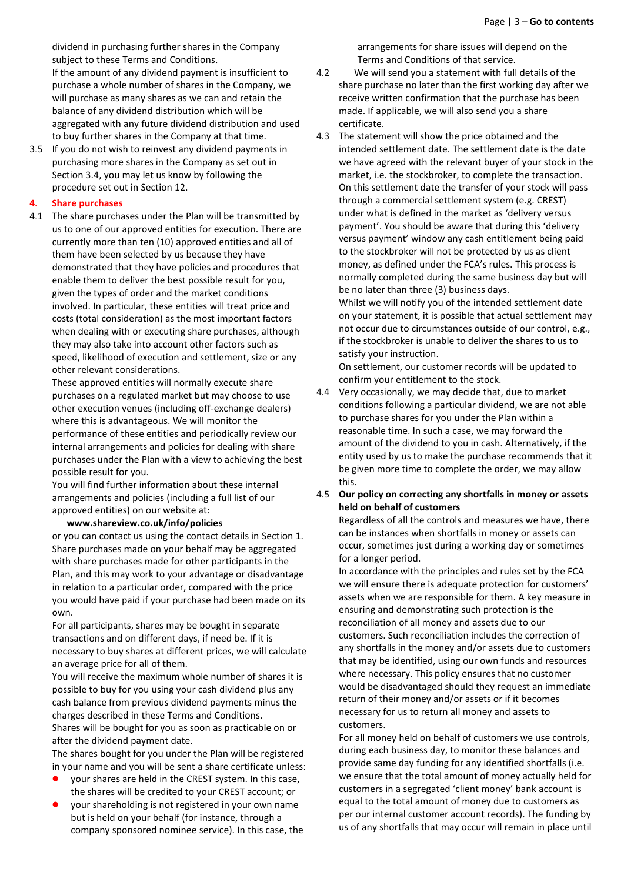dividend in purchasing further shares in the Company subject to these Terms and Conditions.

If the amount of any dividend payment is insufficient to purchase a whole number of shares in the Company, we will purchase as many shares as we can and retain the balance of any dividend distribution which will be aggregated with any future dividend distribution and used to buy further shares in the Company at that time.

3.5 If you do not wish to reinvest any dividend payments in purchasing more shares in the Company as set out in Section 3.4, you may let us know by following the procedure set out in Section 12.

## 4. Share purchases

4.1 The share purchases under the Plan will be transmitted by us to one of our approved entities for execution. There are currently more than ten (10) approved entities and all of them have been selected by us because they have demonstrated that they have policies and procedures that enable them to deliver the best possible result for you, given the types of order and the market conditions involved. In particular, these entities will treat price and costs (total consideration) as the most important factors when dealing with or executing share purchases, although they may also take into account other factors such as speed, likelihood of execution and settlement, size or any other relevant considerations.

These approved entities will normally execute share purchases on a regulated market but may choose to use other execution venues (including off-exchange dealers) where this is advantageous. We will monitor the performance of these entities and periodically review our internal arrangements and policies for dealing with share purchases under the Plan with a view to achieving the best possible result for you.

You will find further information about these internal arrangements and policies (including a full list of our approved entities) on our website at:

**www.shareview.co.uk/info/policies**

or you can contact us using the contact details in Section 1.

Share purchases made on your behalf may be aggregated with share purchases made for other participants in the Plan, and this may work to your advantage or disadvantage in relation to a particular order, compared with the price you would have paid if your purchase had been made on its own.

For all participants, shares may be bought in separate transactions and on different days, if need be. If it is necessary to buy shares at different prices, we will calculate an average price for all of them.

You will receive the maximum whole number of shares it is possible to buy for you using your cash dividend plus any cash balance from previous dividend payments minus the charges described in these Terms and Conditions.

Shares will be bought for you as soon as practicable on or after the dividend payment date.

The shares bought for you under the Plan will be registered in your name and you will be sent a share certificate unless:

- your shares are held in the CREST system. In this case, the shares will be credited to your CREST account; or
- your shareholding is not registered in your own name but is held on your behalf (for instance, through a company sponsored nominee service). In this case, the arrangements for share issues will depend on the Terms and Conditions of that service.

4.2 We will send you a statement with full details of the share purchase no later than the first working day after we receive written confirmation that the purchase has been made. If applicable, we will also send you a share certificate.

4.3 The statement will show the price obtained and the intended settlement date. The settlement date is the date we have agreed with the relevant buyer of your stock in the market, i.e. the stockbroker, to complete the transaction. On this settlement date the transfer of your stock will pass through a commercial settlement system (e.g. CREST) under what is defined in the market as 'delivery versus payment'. You should be aware that during this 'delivery versus payment' window any cash entitlement being paid to the stockbroker will not be protected by us as client money, as defined under the FCA's rules. This process is normally completed during the same business day but will be no later than three (3) business days.

Whilst we will notify you of the intended settlement date on your statement, it is possible that actual settlement may not occur due to circumstances outside of our control, e.g., if the stockbroker is unable to deliver the shares to us to satisfy your instruction.

On settlement, our customer records will be updated to confirm your entitlement to the stock.

4.4 Very occasionally, we may decide that, due to market conditions following a particular dividend, we are not able to purchase shares for you under the Plan within a reasonable time. In such a case, we may forward the amount of the dividend to you in cash. Alternatively, if the entity used by us to make the purchase recommends that it be given more time to complete the order, we may allow this.

4.5 **Our policy on correcting any shortfalls in money or assets held on behalf of customers**

Regardless of all the controls and measures we have, there can be instances when shortfalls in money or assets can occur, sometimes just during a working day or sometimes for a longer period.

In accordance with the principles and rules set by the FCA we will ensure there is adequate protection for customers' assets when we are responsible for them. A key measure in ensuring and demonstrating such protection is the reconciliation of all money and assets due to our customers. Such reconciliation includes the correction of any shortfalls in the money and/or assets due to customers that may be identified, using our own funds and resources where necessary. This policy ensures that no customer would be disadvantaged should they request an immediate return of their money and/or assets or if it becomes necessary for us to return all money and assets to customers.

For all money held on behalf of customers we use controls, during each business day, to monitor these balances and provide same day funding for any identified shortfalls (i.e. we ensure that the total amount of money actually held for customers in a segregated 'client money' bank account is equal to the total amount of money due to customers as per our internal customer account records). The funding by us of any shortfalls that may occur will remain in place until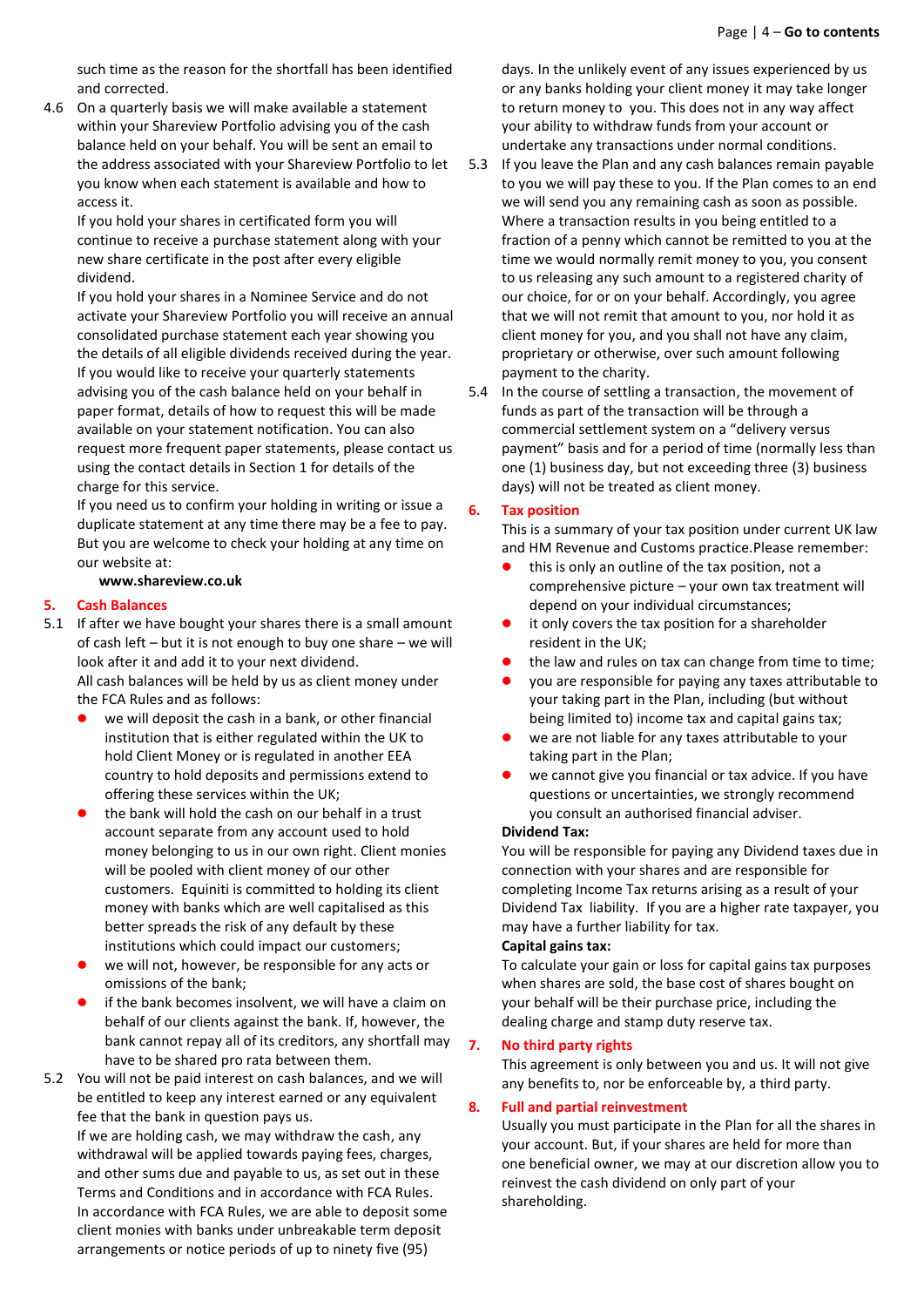such time as the reason for the shortfall has been identified and corrected.

4.6 On a quarterly basis we will make available a statement within your Shareview Portfolio advising you of the cash balance held on your behalf. You will be sent an email to the address associated with your Shareview Portfolio to let you know when each statement is available and how to access it.

If you hold your shares in certificated form you will continue to receive a purchase statement along with your new share certificate in the post after every eligible dividend.

If you hold your shares in a Nominee Service and do not activate your Shareview Portfolio you will receive an annual consolidated purchase statement each year showing you the details of all eligible dividends received during the year. If you would like to receive your quarterly statements advising you of the cash balance held on your behalf in paper format, details of how to request this will be made available on your statement notification. You can also request more frequent paper statements, please contact us using the contact details in Section 1 for details of the charge for this service.

If you need us to confirm your holding in writing or issue a duplicate statement at any time there may be a fee to pay. But you are welcome to check your holding at any time on our website at:

**www.shareview.co.uk**

## 5. Cash Balances

5.1 If after we have bought your shares there is a small amount of cash left – but it is not enough to buy one share – we will look after it and add it to your next dividend.

All cash balances will be held by us as client money under the FCA Rules and as follows:

- we will deposit the cash in a bank, or other financial institution that is either regulated within the UK to hold Client Money or is regulated in another EEA country to hold deposits and permissions extend to offering these services within the UK;
- the bank will hold the cash on our behalf in a trust account separate from any account used to hold money belonging to us in our own right. Client monies will be pooled with client money of our other customers. Equiniti is committed to holding its client money with banks which are well capitalised as this better spreads the risk of any default by these institutions which could impact our customers;
- we will not, however, be responsible for any acts or omissions of the bank;
- if the bank becomes insolvent, we will have a claim on behalf of our clients against the bank. If, however, the bank cannot repay all of its creditors, any shortfall may have to be shared pro rata between them.

5.2 You will not be paid interest on cash balances, and we will be entitled to keep any interest earned or any equivalent fee that the bank in question pays us.

If we are holding cash, we may withdraw the cash, any withdrawal will be applied towards paying fees, charges, and other sums due and payable to us, as set out in these Terms and Conditions and in accordance with FCA Rules.

In accordance with FCA Rules, we are able to deposit some client monies with banks under unbreakable term deposit arrangements or notice periods of up to ninety five (95) days. In the unlikely event of any issues experienced by us or any banks holding your client money it may take longer to return money to you. This does not in any way affect your ability to withdraw funds from your account or undertake any transactions under normal conditions.

5.3 If you leave the Plan and any cash balances remain payable to you we will pay these to you. If the Plan comes to an end we will send you any remaining cash as soon as possible. Where a transaction results in you being entitled to a fraction of a penny which cannot be remitted to you at the time we would normally remit money to you, you consent to us releasing any such amount to a registered charity of our choice, for or on your behalf. Accordingly, you agree that we will not remit that amount to you, nor hold it as client money for you, and you shall not have any claim, proprietary or otherwise, over such amount following payment to the charity.

5.4 In the course of settling a transaction, the movement of funds as part of the transaction will be through a commercial settlement system on a "delivery versus payment" basis and for a period of time (normally less than one (1) business day, but not exceeding three (3) business days) will not be treated as client money.

## 6. Tax position

This is a summary of your tax position under current UK law and HM Revenue and Customs practice.Please remember:

- this is only an outline of the tax position, not a comprehensive picture – your own tax treatment will depend on your individual circumstances;
- it only covers the tax position for a shareholder resident in the UK;
- the law and rules on tax can change from time to time;
- you are responsible for paying any taxes attributable to your taking part in the Plan, including (but without being limited to) income tax and capital gains tax;
- we are not liable for any taxes attributable to your taking part in the Plan;
- we cannot give you financial or tax advice. If you have questions or uncertainties, we strongly recommend you consult an authorised financial adviser.

**Dividend Tax:**

You will be responsible for paying any Dividend taxes due in connection with your shares and are responsible for completing Income Tax returns arising as a result of your Dividend Tax liability. If you are a higher rate taxpayer, you may have a further liability for tax.

**Capital gains tax:**

To calculate your gain or loss for capital gains tax purposes when shares are sold, the base cost of shares bought on your behalf will be their purchase price, including the dealing charge and stamp duty reserve tax.

## 7. No third party rights

This agreement is only between you and us. It will not give any benefits to, nor be enforceable by, a third party.

## 8. Full and partial reinvestment

Usually you must participate in the Plan for all the shares in your account. But, if your shares are held for more than one beneficial owner, we may at our discretion allow you to reinvest the cash dividend on only part of your shareholding.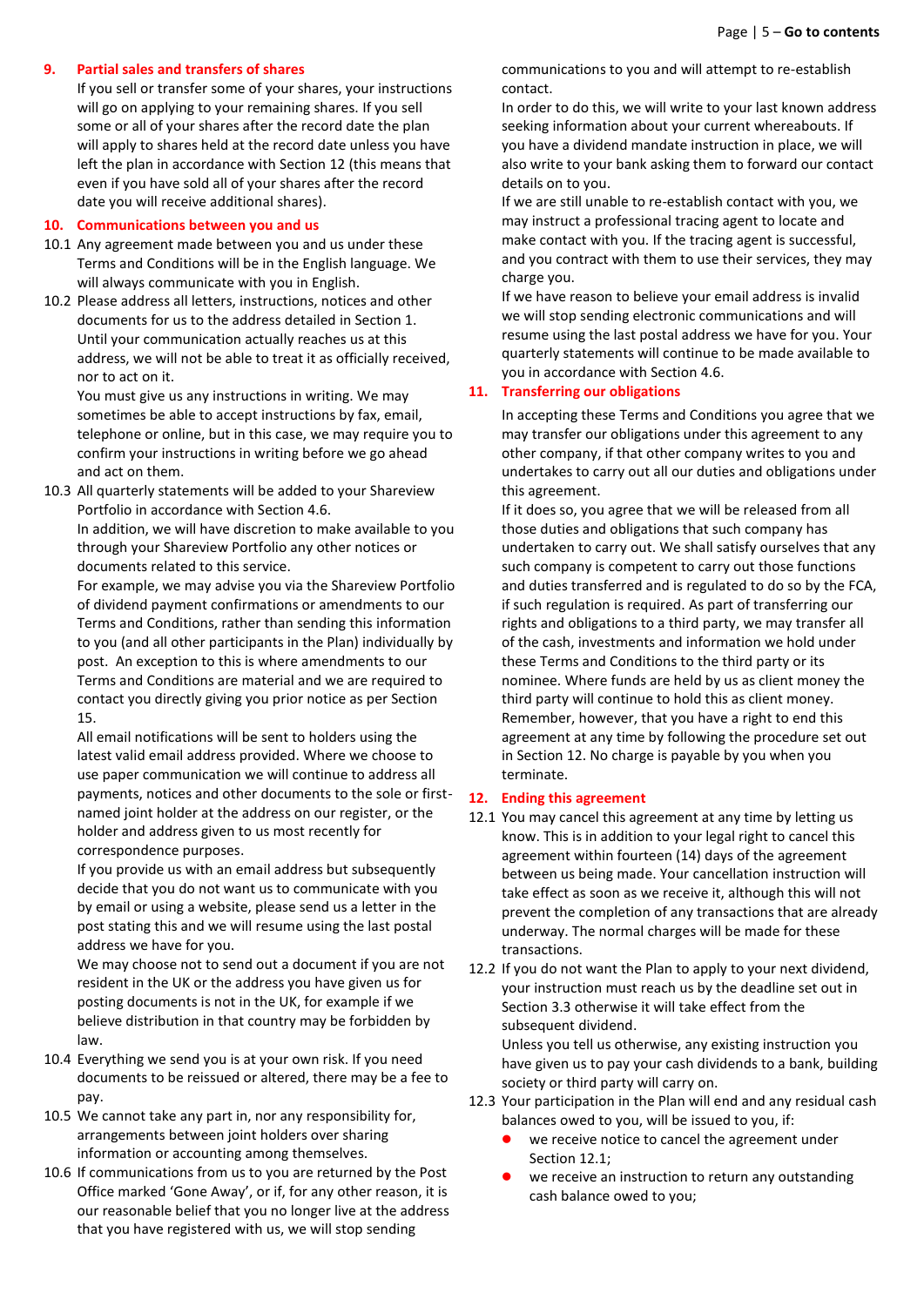## 9. Partial sales and transfers of shares

If you sell or transfer some of your shares, your instructions will go on applying to your remaining shares. If you sell some or all of your shares after the record date the plan will apply to shares held at the record date unless you have left the plan in accordance with Section 12 (this means that even if you have sold all of your shares after the record date you will receive additional shares).

## 10. Communications between you and us

10.1 Any agreement made between you and us under these Terms and Conditions will be in the English language. We will always communicate with you in English.

10.2 Please address all letters, instructions, notices and other documents for us to the address detailed in Section 1. Until your communication actually reaches us at this address, we will not be able to treat it as officially received, nor to act on it.

You must give us any instructions in writing. We may sometimes be able to accept instructions by fax, email, telephone or online, but in this case, we may require you to confirm your instructions in writing before we go ahead and act on them.

10.3 All quarterly statements will be added to your Shareview Portfolio in accordance with Section 4.6.

In addition, we will have discretion to make available to you through your Shareview Portfolio any other notices or documents related to this service.

For example, we may advise you via the Shareview Portfolio of dividend payment confirmations or amendments to our Terms and Conditions, rather than sending this information to you (and all other participants in the Plan) individually by post. An exception to this is where amendments to our Terms and Conditions are material and we are required to contact you directly giving you prior notice as per Section 15.

All email notifications will be sent to holders using the latest valid email address provided. Where we choose to use paper communication we will continue to address all payments, notices and other documents to the sole or first-named joint holder at the address on our register, or the holder and address given to us most recently for correspondence purposes.

If you provide us with an email address but subsequently decide that you do not want us to communicate with you by email or using a website, please send us a letter in the post stating this and we will resume using the last postal address we have for you.

We may choose not to send out a document if you are not resident in the UK or the address you have given us for posting documents is not in the UK, for example if we believe distribution in that country may be forbidden by law.

10.4 Everything we send you is at your own risk. If you need documents to be reissued or altered, there may be a fee to pay.

10.5 We cannot take any part in, nor any responsibility for, arrangements between joint holders over sharing information or accounting among themselves.

10.6 If communications from us to you are returned by the Post Office marked 'Gone Away', or if, for any other reason, it is our reasonable belief that you no longer live at the address that you have registered with us, we will stop sending communications to you and will attempt to re-establish contact.

In order to do this, we will write to your last known address seeking information about your current whereabouts. If you have a dividend mandate instruction in place, we will also write to your bank asking them to forward our contact details on to you.

If we are still unable to re-establish contact with you, we may instruct a professional tracing agent to locate and make contact with you. If the tracing agent is successful, and you contract with them to use their services, they may charge you.

If we have reason to believe your email address is invalid we will stop sending electronic communications and will resume using the last postal address we have for you. Your quarterly statements will continue to be made available to you in accordance with Section 4.6.

## 11. Transferring our obligations

In accepting these Terms and Conditions you agree that we may transfer our obligations under this agreement to any other company, if that other company writes to you and undertakes to carry out all our duties and obligations under this agreement.

If it does so, you agree that we will be released from all those duties and obligations that such company has undertaken to carry out. We shall satisfy ourselves that any such company is competent to carry out those functions and duties transferred and is regulated to do so by the FCA, if such regulation is required. As part of transferring our rights and obligations to a third party, we may transfer all of the cash, investments and information we hold under these Terms and Conditions to the third party or its nominee. Where funds are held by us as client money the third party will continue to hold this as client money. Remember, however, that you have a right to end this agreement at any time by following the procedure set out in Section 12. No charge is payable by you when you terminate.

## 12. Ending this agreement

12.1 You may cancel this agreement at any time by letting us know. This is in addition to your legal right to cancel this agreement within fourteen (14) days of the agreement between us being made. Your cancellation instruction will take effect as soon as we receive it, although this will not prevent the completion of any transactions that are already underway. The normal charges will be made for these transactions.

12.2 If you do not want the Plan to apply to your next dividend, your instruction must reach us by the deadline set out in Section 3.3 otherwise it will take effect from the subsequent dividend.

Unless you tell us otherwise, any existing instruction you have given us to pay your cash dividends to a bank, building society or third party will carry on.

12.3 Your participation in the Plan will end and any residual cash balances owed to you, will be issued to you, if:

- we receive notice to cancel the agreement under Section 12.1;
- we receive an instruction to return any outstanding cash balance owed to you;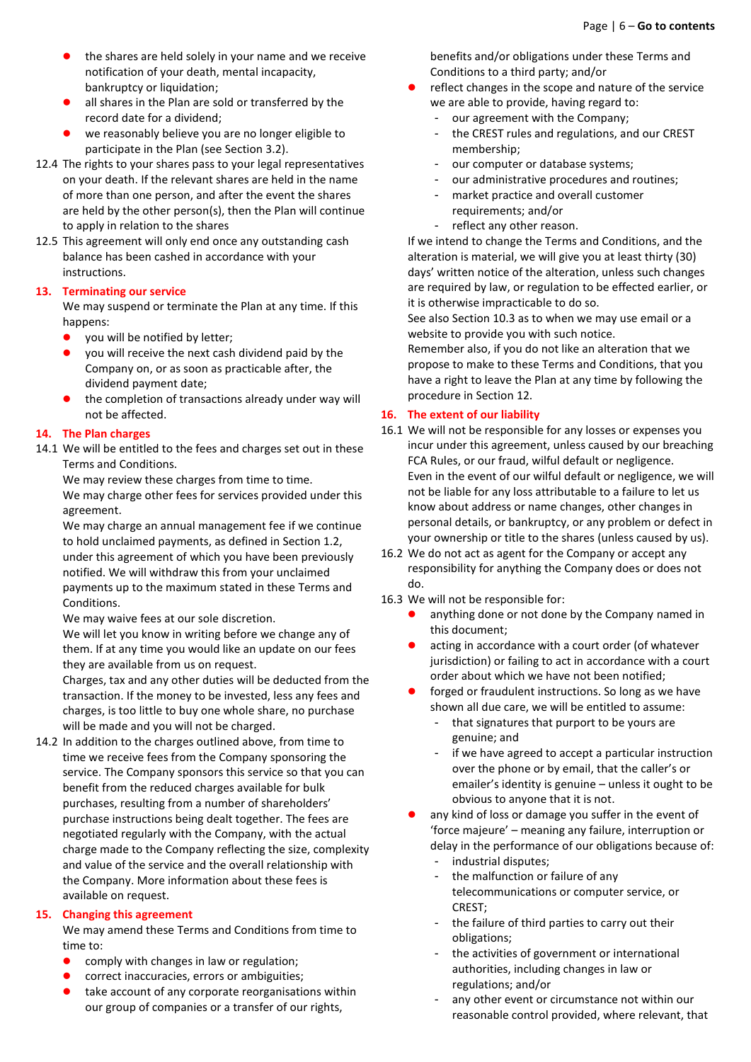- the shares are held solely in your name and we receive notification of your death, mental incapacity, bankruptcy or liquidation;
- all shares in the Plan are sold or transferred by the record date for a dividend;
- we reasonably believe you are no longer eligible to participate in the Plan (see Section 3.2).

12.4 The rights to your shares pass to your legal representatives on your death. If the relevant shares are held in the name of more than one person, and after the event the shares are held by the other person(s), then the Plan will continue to apply in relation to the shares

12.5 This agreement will only end once any outstanding cash balance has been cashed in accordance with your instructions.

## 13. Terminating our service

We may suspend or terminate the Plan at any time. If this happens:

- you will be notified by letter;
- you will receive the next cash dividend paid by the Company on, or as soon as practicable after, the dividend payment date;
- the completion of transactions already under way will not be affected.

## 14. The Plan charges

14.1 We will be entitled to the fees and charges set out in these Terms and Conditions.

We may review these charges from time to time.

We may charge other fees for services provided under this agreement.

We may charge an annual management fee if we continue to hold unclaimed payments, as defined in Section 1.2, under this agreement of which you have been previously notified. We will withdraw this from your unclaimed payments up to the maximum stated in these Terms and Conditions.

We may waive fees at our sole discretion.

We will let you know in writing before we change any of them. If at any time you would like an update on our fees they are available from us on request.

Charges, tax and any other duties will be deducted from the transaction. If the money to be invested, less any fees and charges, is too little to buy one whole share, no purchase will be made and you will not be charged.

14.2 In addition to the charges outlined above, from time to time we receive fees from the Company sponsoring the service. The Company sponsors this service so that you can benefit from the reduced charges available for bulk purchases, resulting from a number of shareholders' purchase instructions being dealt together. The fees are negotiated regularly with the Company, with the actual charge made to the Company reflecting the size, complexity and value of the service and the overall relationship with the Company. More information about these fees is available on request.

## 15. Changing this agreement

We may amend these Terms and Conditions from time to time to:

- comply with changes in law or regulation;
- correct inaccuracies, errors or ambiguities;
- take account of any corporate reorganisations within our group of companies or a transfer of our rights, benefits and/or obligations under these Terms and Conditions to a third party; and/or
- reflect changes in the scope and nature of the service we are able to provide, having regard to:
  - our agreement with the Company;
  - the CREST rules and regulations, and our CREST membership;
  - our computer or database systems;
  - our administrative procedures and routines;
  - market practice and overall customer requirements; and/or
  - reflect any other reason.

If we intend to change the Terms and Conditions, and the alteration is material, we will give you at least thirty (30) days' written notice of the alteration, unless such changes are required by law, or regulation to be effected earlier, or it is otherwise impracticable to do so.

See also Section 10.3 as to when we may use email or a website to provide you with such notice.

Remember also, if you do not like an alteration that we propose to make to these Terms and Conditions, that you have a right to leave the Plan at any time by following the procedure in Section 12.

## 16. The extent of our liability

16.1 We will not be responsible for any losses or expenses you incur under this agreement, unless caused by our breaching FCA Rules, or our fraud, wilful default or negligence.

Even in the event of our wilful default or negligence, we will not be liable for any loss attributable to a failure to let us know about address or name changes, other changes in personal details, or bankruptcy, or any problem or defect in your ownership or title to the shares (unless caused by us).

16.2 We do not act as agent for the Company or accept any responsibility for anything the Company does or does not do.

16.3 We will not be responsible for:

- anything done or not done by the Company named in this document;
- acting in accordance with a court order (of whatever jurisdiction) or failing to act in accordance with a court order about which we have not been notified;
- forged or fraudulent instructions. So long as we have shown all due care, we will be entitled to assume:
  - that signatures that purport to be yours are genuine; and
  - if we have agreed to accept a particular instruction over the phone or by email, that the caller's or emailer's identity is genuine – unless it ought to be obvious to anyone that it is not.
- any kind of loss or damage you suffer in the event of 'force majeure' – meaning any failure, interruption or delay in the performance of our obligations because of:
  - industrial disputes;
  - the malfunction or failure of any telecommunications or computer service, or CREST;
  - the failure of third parties to carry out their obligations;
  - the activities of government or international authorities, including changes in law or regulations; and/or
  - any other event or circumstance not within our reasonable control provided, where relevant, that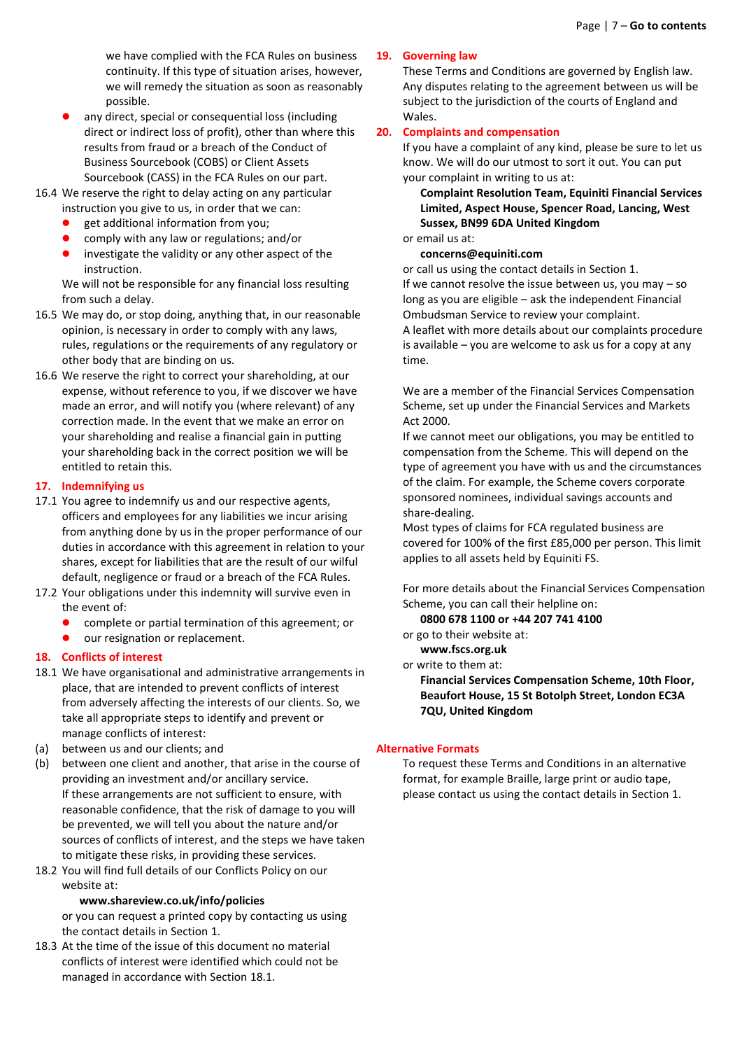we have complied with the FCA Rules on business continuity. If this type of situation arises, however, we will remedy the situation as soon as reasonably possible.

- any direct, special or consequential loss (including direct or indirect loss of profit), other than where this results from fraud or a breach of the Conduct of Business Sourcebook (COBS) or Client Assets Sourcebook (CASS) in the FCA Rules on our part.

16.4 We reserve the right to delay acting on any particular instruction you give to us, in order that we can:

- get additional information from you;
- comply with any law or regulations; and/or
- investigate the validity or any other aspect of the instruction.

We will not be responsible for any financial loss resulting from such a delay.

16.5 We may do, or stop doing, anything that, in our reasonable opinion, is necessary in order to comply with any laws, rules, regulations or the requirements of any regulatory or other body that are binding on us.

16.6 We reserve the right to correct your shareholding, at our expense, without reference to you, if we discover we have made an error, and will notify you (where relevant) of any correction made. In the event that we make an error on your shareholding and realise a financial gain in putting your shareholding back in the correct position we will be entitled to retain this.

## 17. Indemnifying us

17.1 You agree to indemnify us and our respective agents, officers and employees for any liabilities we incur arising from anything done by us in the proper performance of our duties in accordance with this agreement in relation to your shares, except for liabilities that are the result of our wilful default, negligence or fraud or a breach of the FCA Rules.

17.2 Your obligations under this indemnity will survive even in the event of:

- complete or partial termination of this agreement; or
- our resignation or replacement.

## 18. Conflicts of interest

18.1 We have organisational and administrative arrangements in place, that are intended to prevent conflicts of interest from adversely affecting the interests of our clients. So, we take all appropriate steps to identify and prevent or manage conflicts of interest:

(a) between us and our clients; and

(b) between one client and another, that arise in the course of providing an investment and/or ancillary service.

If these arrangements are not sufficient to ensure, with reasonable confidence, that the risk of damage to you will be prevented, we will tell you about the nature and/or sources of conflicts of interest, and the steps we have taken to mitigate these risks, in providing these services.

18.2 You will find full details of our Conflicts Policy on our website at:

**www.shareview.co.uk/info/policies**

or you can request a printed copy by contacting us using the contact details in Section 1.

18.3 At the time of the issue of this document no material conflicts of interest were identified which could not be managed in accordance with Section 18.1.

## 19. Governing law

These Terms and Conditions are governed by English law. Any disputes relating to the agreement between us will be subject to the jurisdiction of the courts of England and Wales.

## 20. Complaints and compensation

If you have a complaint of any kind, please be sure to let us know. We will do our utmost to sort it out. You can put your complaint in writing to us at:

**Complaint Resolution Team, Equiniti Financial Services Limited, Aspect House, Spencer Road, Lancing, West Sussex, BN99 6DA United Kingdom**

or email us at:

**concerns@equiniti.com**

or call us using the contact details in Section 1.

If we cannot resolve the issue between us, you may – so long as you are eligible – ask the independent Financial Ombudsman Service to review your complaint.

A leaflet with more details about our complaints procedure is available – you are welcome to ask us for a copy at any time.

We are a member of the Financial Services Compensation Scheme, set up under the Financial Services and Markets Act 2000.

If we cannot meet our obligations, you may be entitled to compensation from the Scheme. This will depend on the type of agreement you have with us and the circumstances of the claim. For example, the Scheme covers corporate sponsored nominees, individual savings accounts and share-dealing.

Most types of claims for FCA regulated business are covered for 100% of the first £85,000 per person. This limit applies to all assets held by Equiniti FS.

For more details about the Financial Services Compensation Scheme, you can call their helpline on:

**0800 678 1100 or +44 207 741 4100**

or go to their website at:

**www.fscs.org.uk**

or write to them at:

**Financial Services Compensation Scheme, 10th Floor, Beaufort House, 15 St Botolph Street, London EC3A 7QU, United Kingdom**

## Alternative Formats

To request these Terms and Conditions in an alternative format, for example Braille, large print or audio tape, please contact us using the contact details in Section 1.